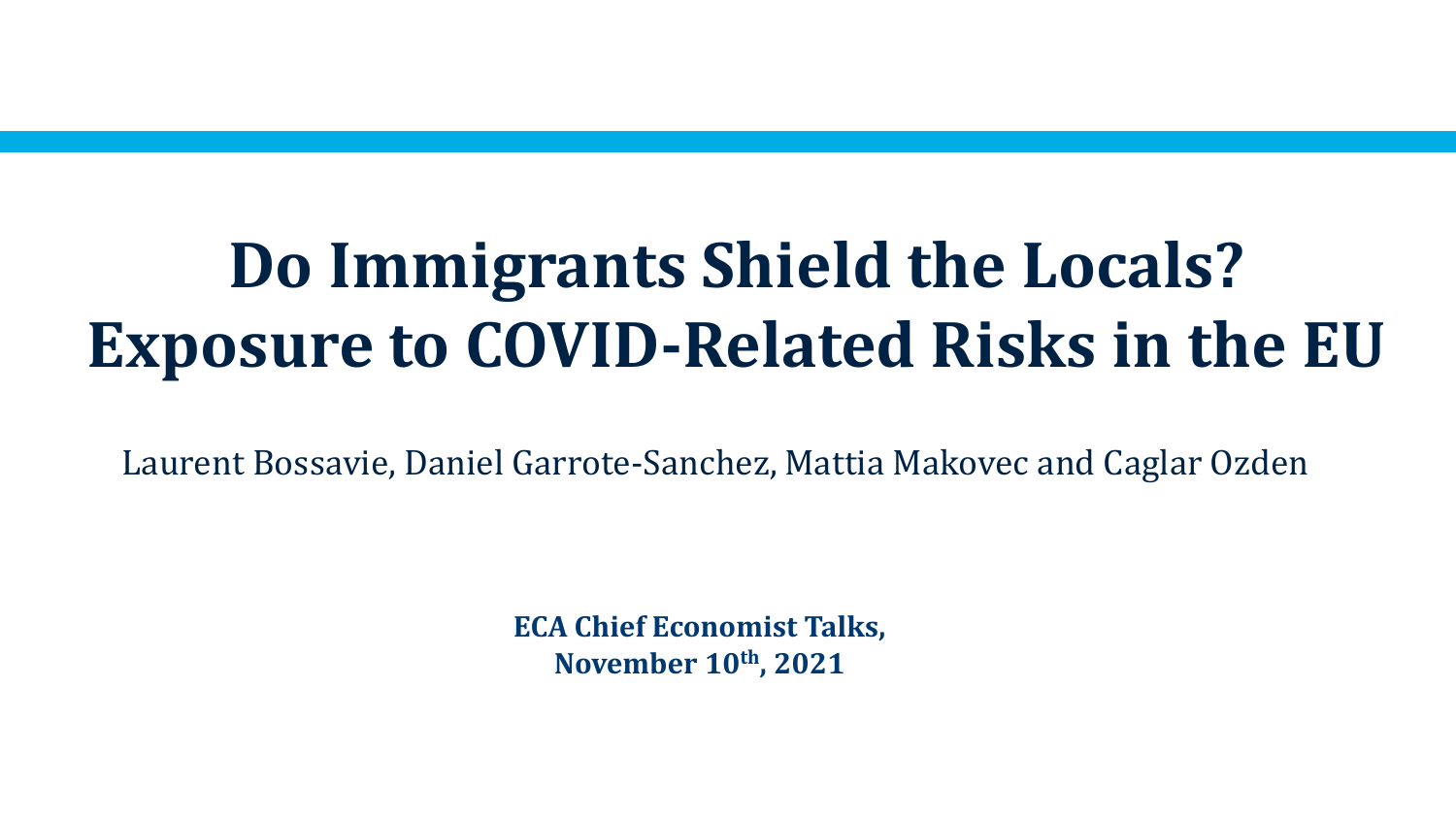# Do Immigrants Shield the Locals? Exposure to COVID-Related Risks in the EU

Laurent Bossavie, Daniel Garrote-Sanchez, Mattia Makovec and Caglar Ozden

**ECA Chief Economist Talks,**
**November 10th, 2021**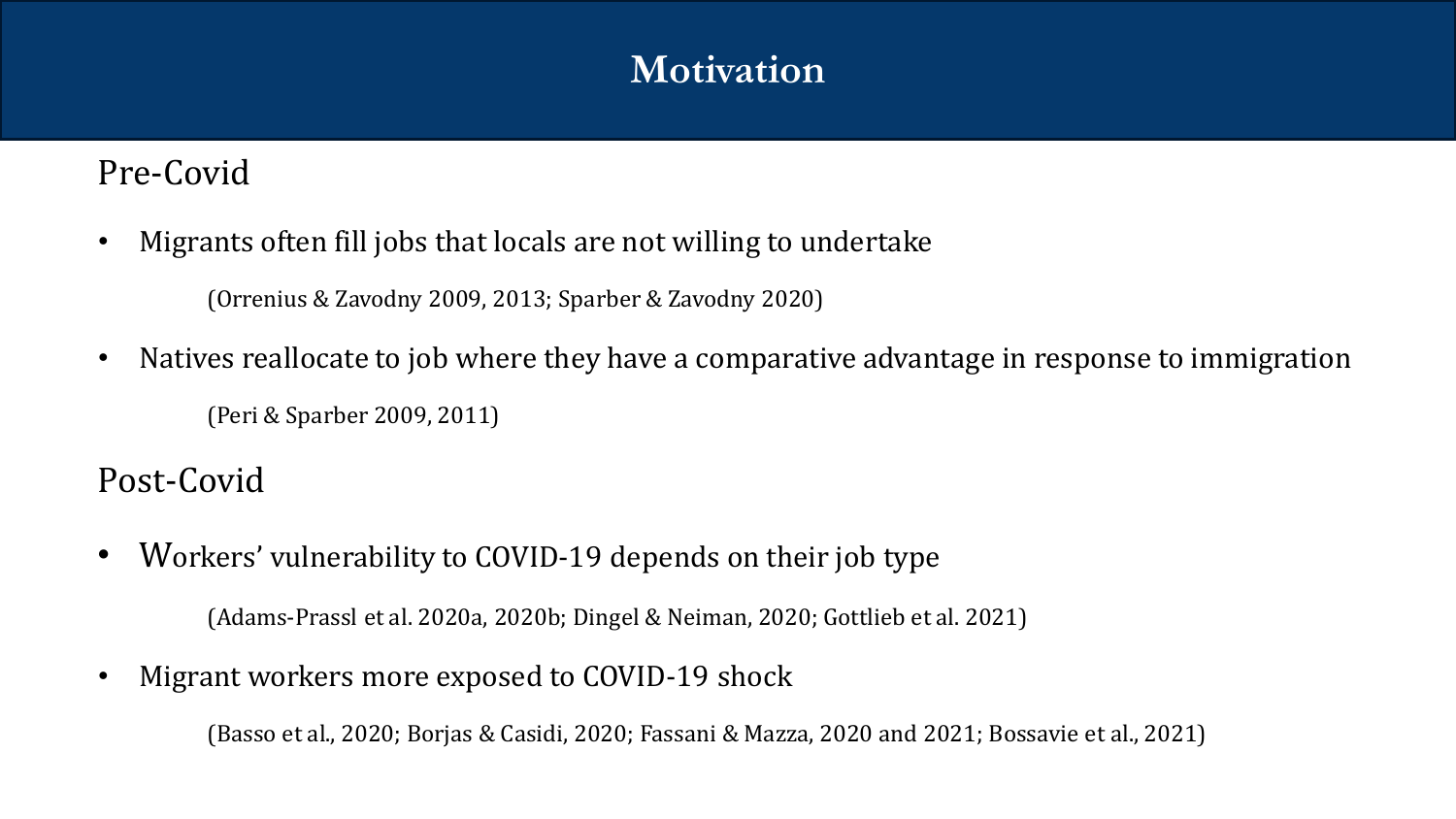# Motivation

## Pre-Covid

- Migrants often fill jobs that locals are not willing to undertake

  (Orrenius & Zavodny 2009, 2013; Sparber & Zavodny 2020)

- Natives reallocate to job where they have a comparative advantage in response to immigration

  (Peri & Sparber 2009, 2011)

## Post-Covid

- Workers' vulnerability to COVID-19 depends on their job type

  (Adams-Prassl et al. 2020a, 2020b; Dingel & Neiman, 2020; Gottlieb et al. 2021)

- Migrant workers more exposed to COVID-19 shock

  (Basso et al., 2020; Borjas & Casidi, 2020; Fassani & Mazza, 2020 and 2021; Bossavie et al., 2021)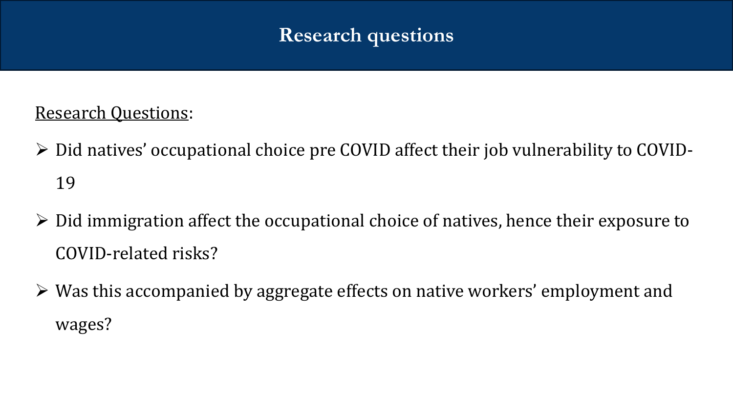# Research questions

Research Questions:

- Did natives' occupational choice pre COVID affect their job vulnerability to COVID-19
- Did immigration affect the occupational choice of natives, hence their exposure to COVID-related risks?
- Was this accompanied by aggregate effects on native workers' employment and wages?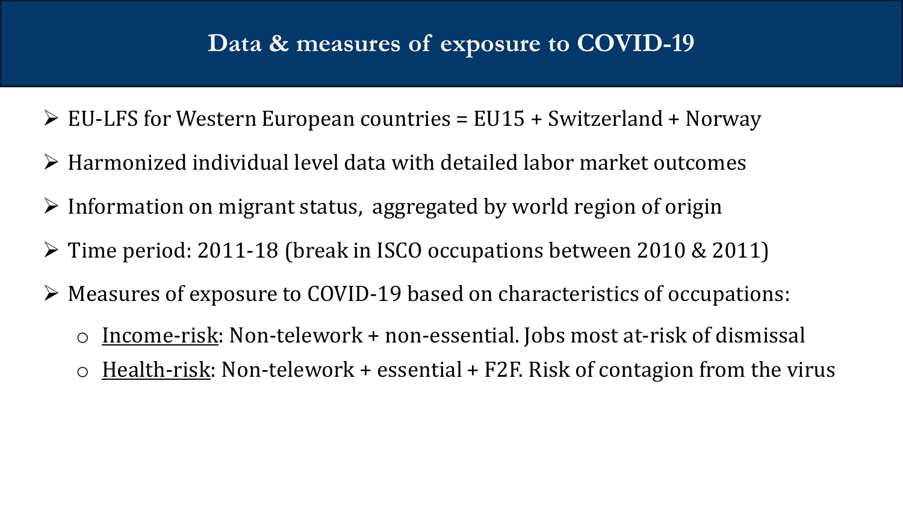# Data & measures of exposure to COVID-19

- EU-LFS for Western European countries = EU15 + Switzerland + Norway
- Harmonized individual level data with detailed labor market outcomes
- Information on migrant status,  aggregated by world region of origin
- Time period: 2011-18 (break in ISCO occupations between 2010 & 2011)
- Measures of exposure to COVID-19 based on characteristics of occupations:
  - <u>Income-risk</u>: Non-telework + non-essential. Jobs most at-risk of dismissal
  - <u>Health-risk</u>: Non-telework + essential + F2F. Risk of contagion from the virus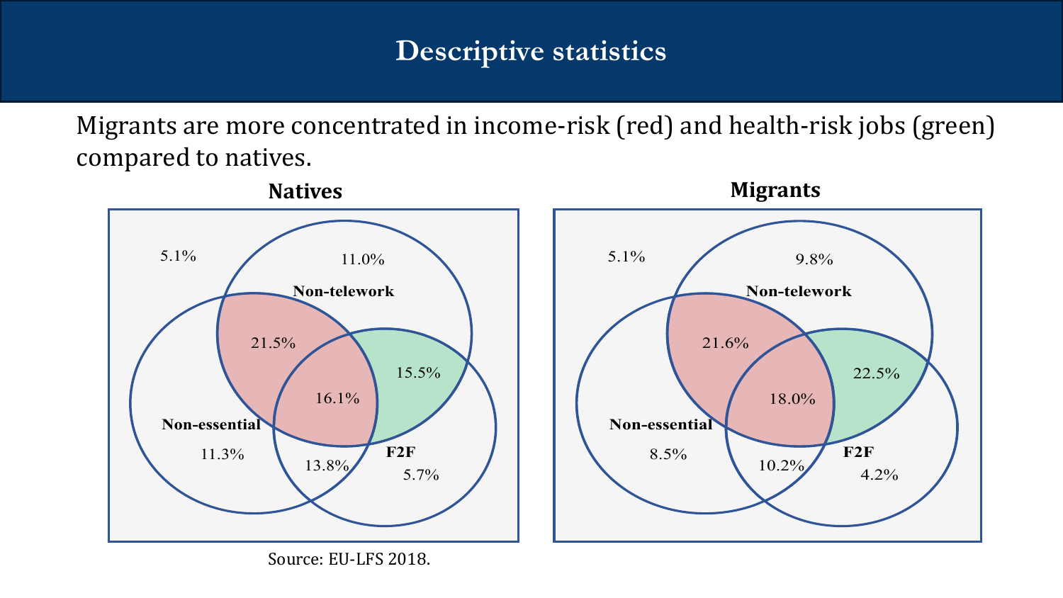# Descriptive statistics

Migrants are more concentrated in income-risk (red) and health-risk jobs (green) compared to natives.

**Natives**

| Region | Share |
|---|---|
| None of the categories | 5.1% |
| Non-telework only | 11.0% |
| Non-essential only | 11.3% |
| F2F only | 5.7% |
| Non-telework & Non-essential | 21.5% |
| Non-telework & F2F | 15.5% |
| Non-essential & F2F | 13.8% |
| Non-telework & Non-essential & F2F | 16.1% |

**Migrants**

| Region | Share |
|---|---|
| None of the categories | 5.1% |
| Non-telework only | 9.8% |
| Non-essential only | 8.5% |
| F2F only | 4.2% |
| Non-telework & Non-essential | 21.6% |
| Non-telework & F2F | 22.5% |
| Non-essential & F2F | 10.2% |
| Non-telework & Non-essential & F2F | 18.0% |

Source: EU-LFS 2018.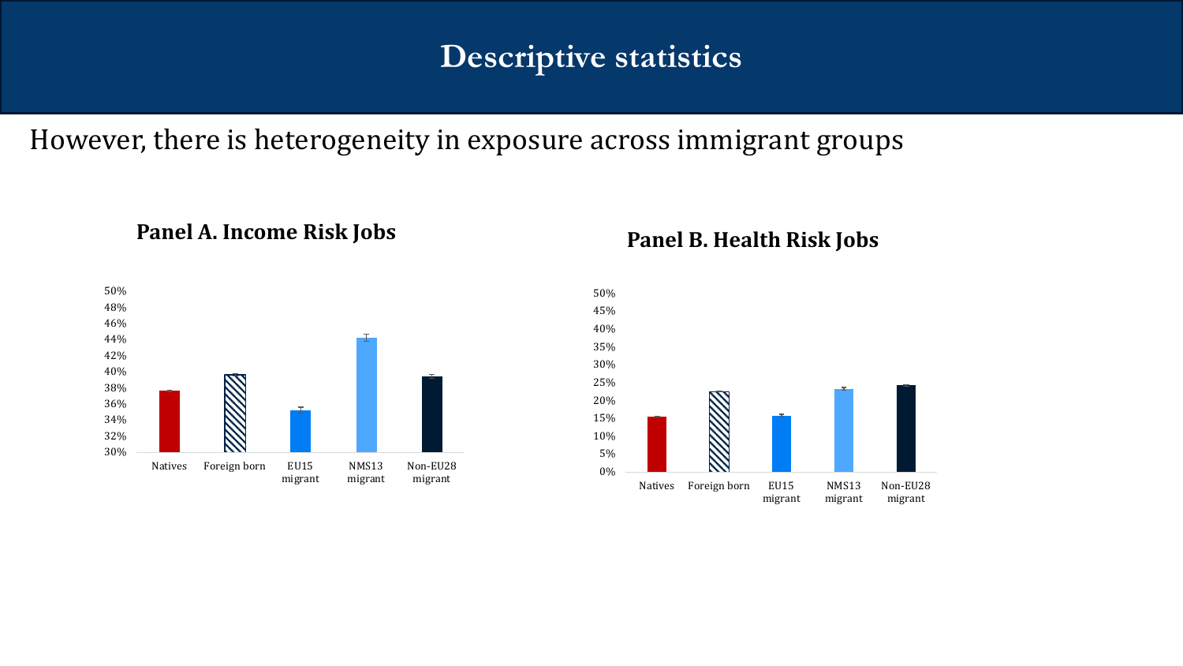# Descriptive statistics

However, there is heterogeneity in exposure across immigrant groups

**Panel A. Income Risk Jobs**

50%
48%
46%
44%
42%
40%
38%
36%
34%
32%
30%

Natives | Foreign born | EU15 migrant | NMS13 migrant | Non-EU28 migrant

**Panel B. Health Risk Jobs**

50%
45%
40%
35%
30%
25%
20%
15%
10%
5%
0%

Natives | Foreign born | EU15 migrant | NMS13 migrant | Non-EU28 migrant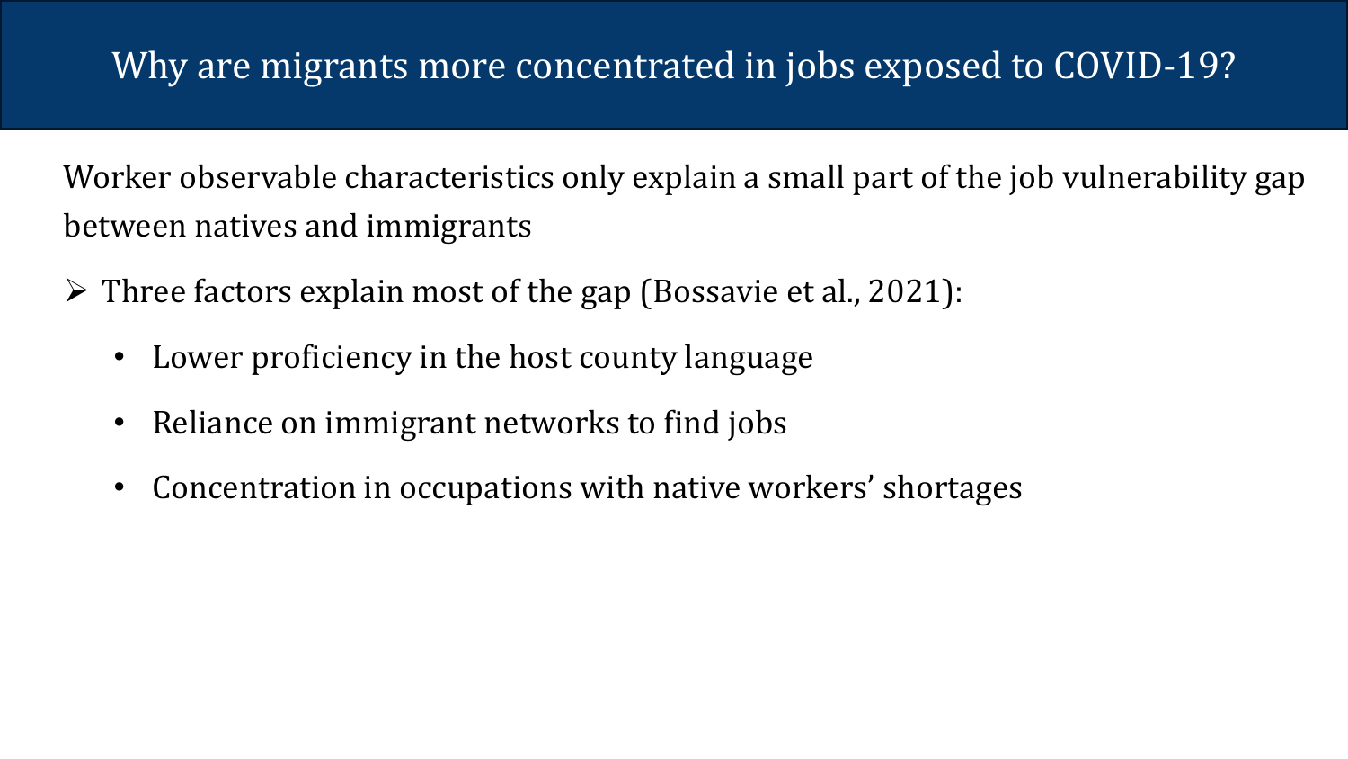# Why are migrants more concentrated in jobs exposed to COVID-19?

Worker observable characteristics only explain a small part of the job vulnerability gap between natives and immigrants

- Three factors explain most of the gap (Bossavie et al., 2021):
  - Lower proficiency in the host county language
  - Reliance on immigrant networks to find jobs
  - Concentration in occupations with native workers' shortages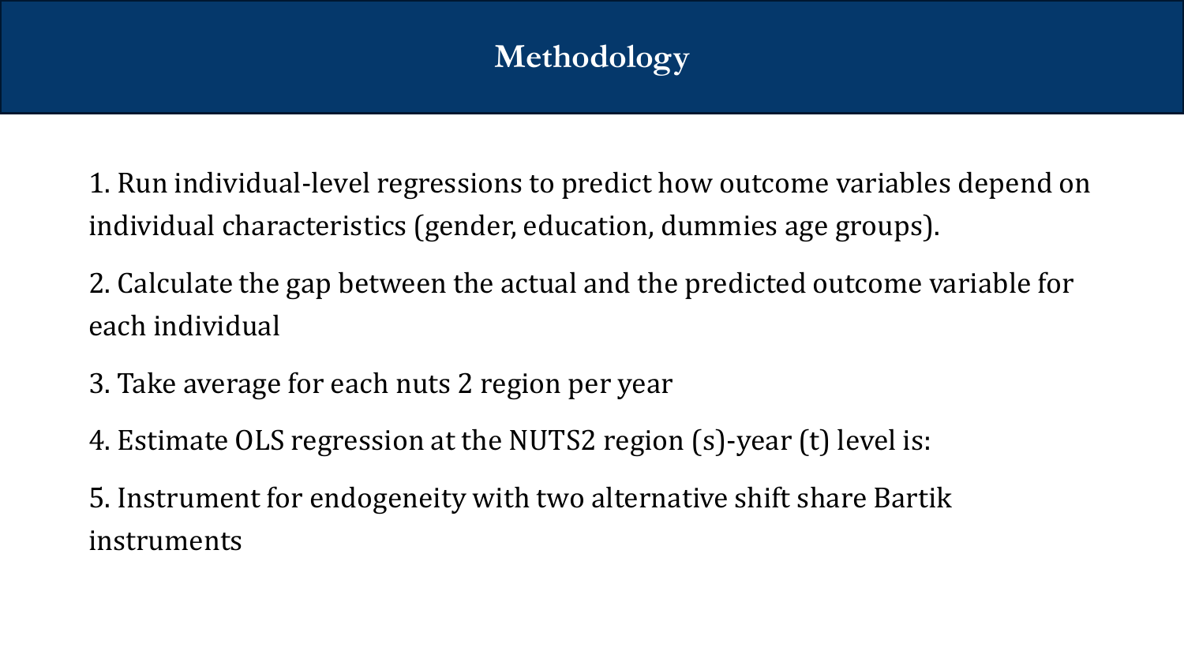# Methodology

1. Run individual-level regressions to predict how outcome variables depend on individual characteristics (gender, education, dummies age groups).

2. Calculate the gap between the actual and the predicted outcome variable for each individual

3. Take average for each nuts 2 region per year

4. Estimate OLS regression at the NUTS2 region (s)-year (t) level is:

5. Instrument for endogeneity with two alternative shift share Bartik instruments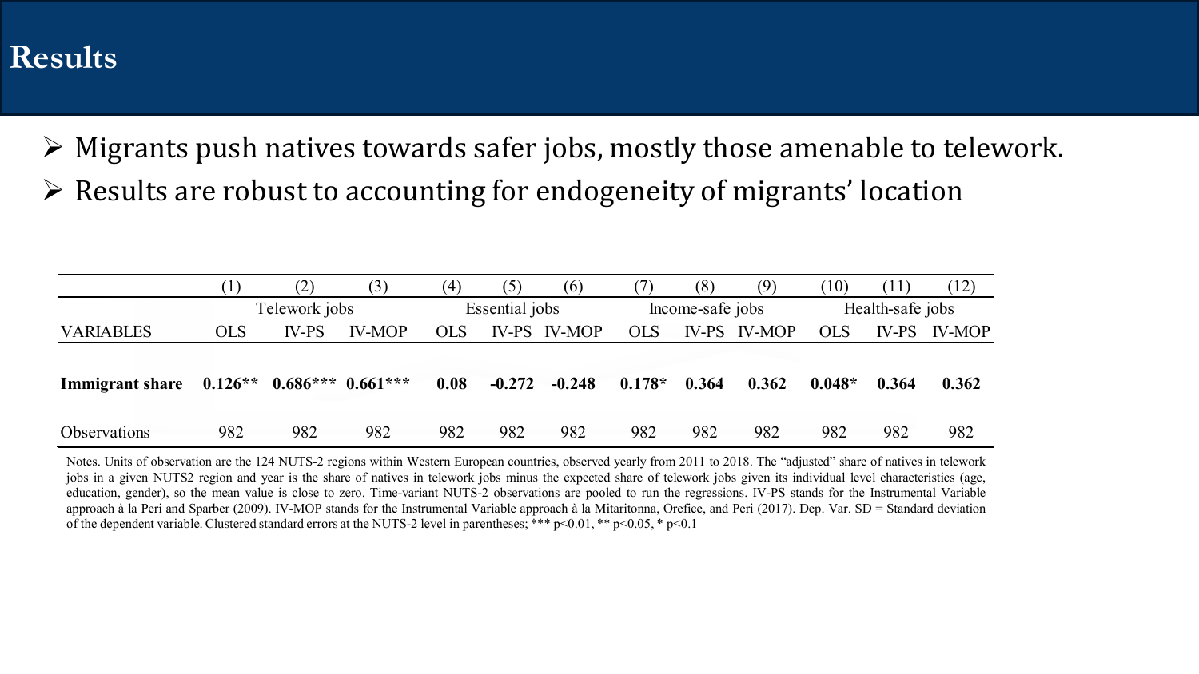# Results

- Migrants push natives towards safer jobs, mostly those amenable to telework.
- Results are robust to accounting for endogeneity of migrants' location

| | (1) | (2) | (3) | (4) | (5) | (6) | (7) | (8) | (9) | (10) | (11) | (12) |
|---|---|---|---|---|---|---|---|---|---|---|---|---|
| | Telework jobs | | | Essential jobs | | | Income-safe jobs | | | Health-safe jobs | | |
| VARIABLES | OLS | IV-PS | IV-MOP | OLS | IV-PS | IV-MOP | OLS | IV-PS | IV-MOP | OLS | IV-PS | IV-MOP |
| **Immigrant share** | **0.126\*\*** | **0.686\*\*\*** | **0.661\*\*\*** | **0.08** | **-0.272** | **-0.248** | **0.178\*** | **0.364** | **0.362** | **0.048\*** | **0.364** | **0.362** |
| Observations | 982 | 982 | 982 | 982 | 982 | 982 | 982 | 982 | 982 | 982 | 982 | 982 |

Notes. Units of observation are the 124 NUTS-2 regions within Western European countries, observed yearly from 2011 to 2018. The "adjusted" share of natives in telework jobs in a given NUTS2 region and year is the share of natives in telework jobs minus the expected share of telework jobs given its individual level characteristics (age, education, gender), so the mean value is close to zero. Time-variant NUTS-2 observations are pooled to run the regressions. IV-PS stands for the Instrumental Variable approach à la Peri and Sparber (2009). IV-MOP stands for the Instrumental Variable approach à la Mitaritonna, Orefice, and Peri (2017). Dep. Var. SD = Standard deviation of the dependent variable. Clustered standard errors at the NUTS-2 level in parentheses; *** p<0.01, ** p<0.05, * p<0.1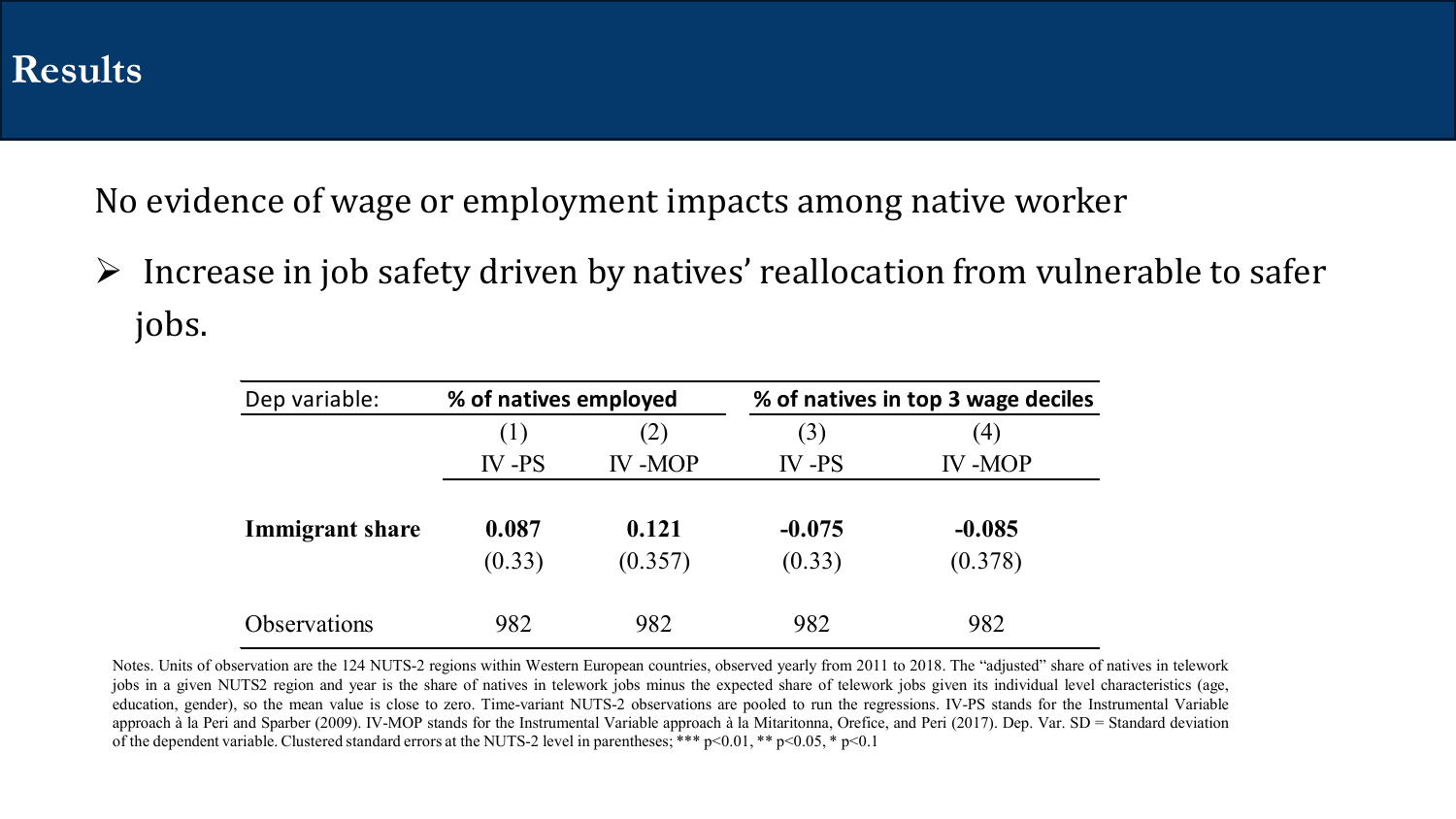# Results

No evidence of wage or employment impacts among native worker

- Increase in job safety driven by natives' reallocation from vulnerable to safer jobs.

| Dep variable: | % of natives employed | | % of natives in top 3 wage deciles | |
|---|---|---|---|---|
| | (1) | (2) | (3) | (4) |
| | IV -PS | IV -MOP | IV -PS | IV -MOP |
| **Immigrant share** | **0.087** | **0.121** | **-0.075** | **-0.085** |
| | (0.33) | (0.357) | (0.33) | (0.378) |
| Observations | 982 | 982 | 982 | 982 |

Notes. Units of observation are the 124 NUTS-2 regions within Western European countries, observed yearly from 2011 to 2018. The "adjusted" share of natives in telework jobs in a given NUTS2 region and year is the share of natives in telework jobs minus the expected share of telework jobs given its individual level characteristics (age, education, gender), so the mean value is close to zero. Time-variant NUTS-2 observations are pooled to run the regressions. IV-PS stands for the Instrumental Variable approach à la Peri and Sparber (2009). IV-MOP stands for the Instrumental Variable approach à la Mitaritonna, Orefice, and Peri (2017). Dep. Var. SD = Standard deviation of the dependent variable. Clustered standard errors at the NUTS-2 level in parentheses; *** p<0.01, ** p<0.05, * p<0.1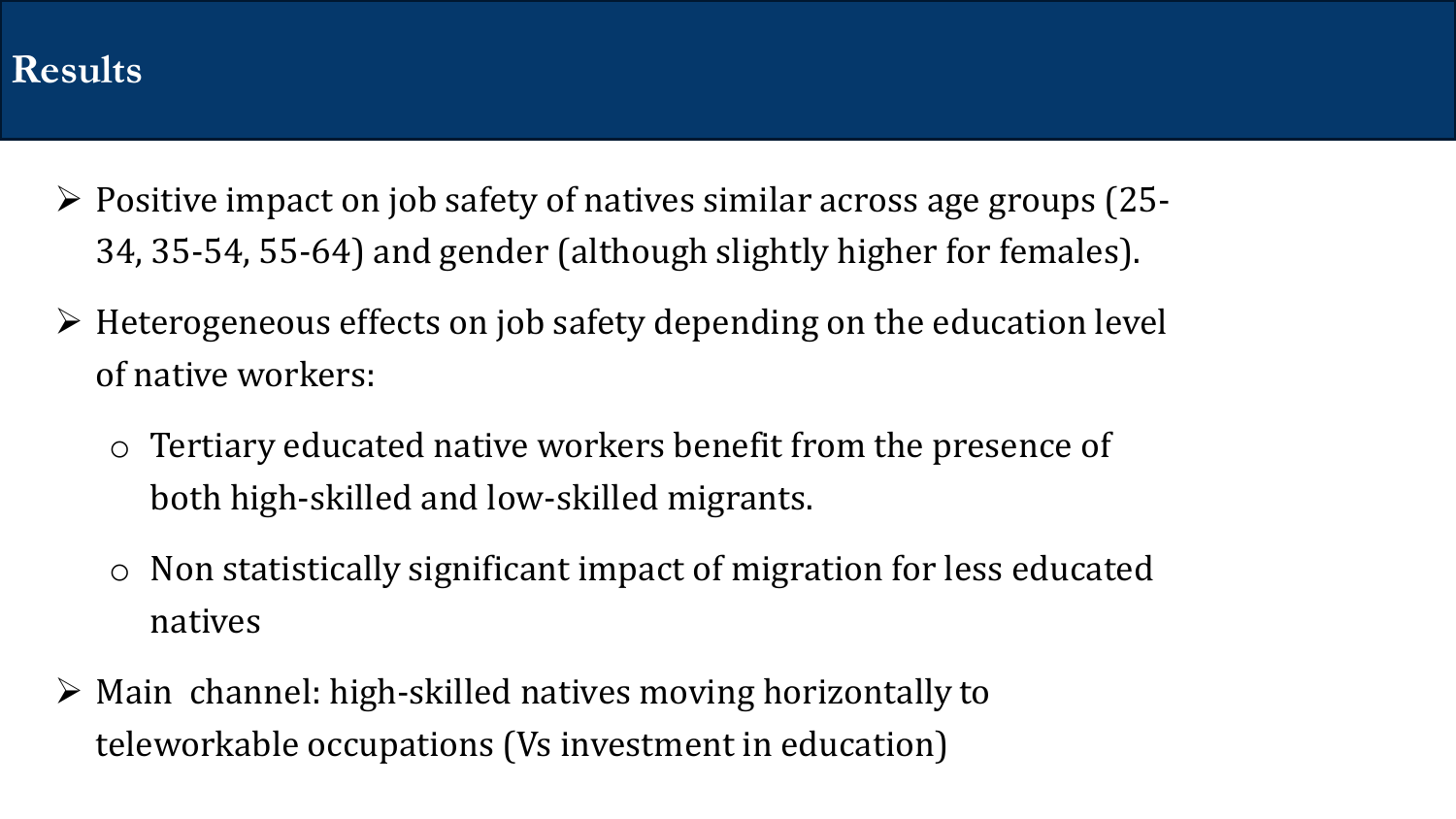# Results

- Positive impact on job safety of natives similar across age groups (25-34, 35-54, 55-64) and gender (although slightly higher for females).
- Heterogeneous effects on job safety depending on the education level of native workers:
  - Tertiary educated native workers benefit from the presence of both high-skilled and low-skilled migrants.
  - Non statistically significant impact of migration for less educated natives
- Main channel: high-skilled natives moving horizontally to teleworkable occupations (Vs investment in education)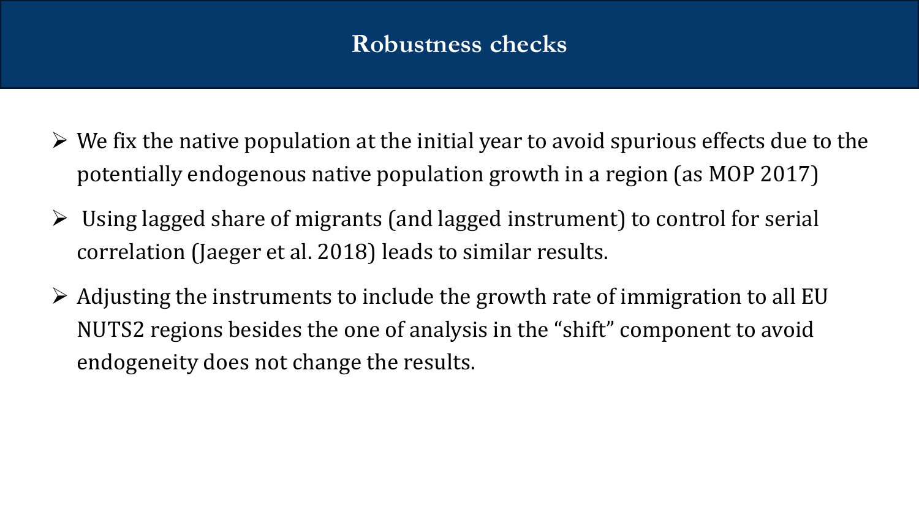# Robustness checks

- We fix the native population at the initial year to avoid spurious effects due to the potentially endogenous native population growth in a region (as MOP 2017)
- Using lagged share of migrants (and lagged instrument) to control for serial correlation (Jaeger et al. 2018) leads to similar results.
- Adjusting the instruments to include the growth rate of immigration to all EU NUTS2 regions besides the one of analysis in the "shift" component to avoid endogeneity does not change the results.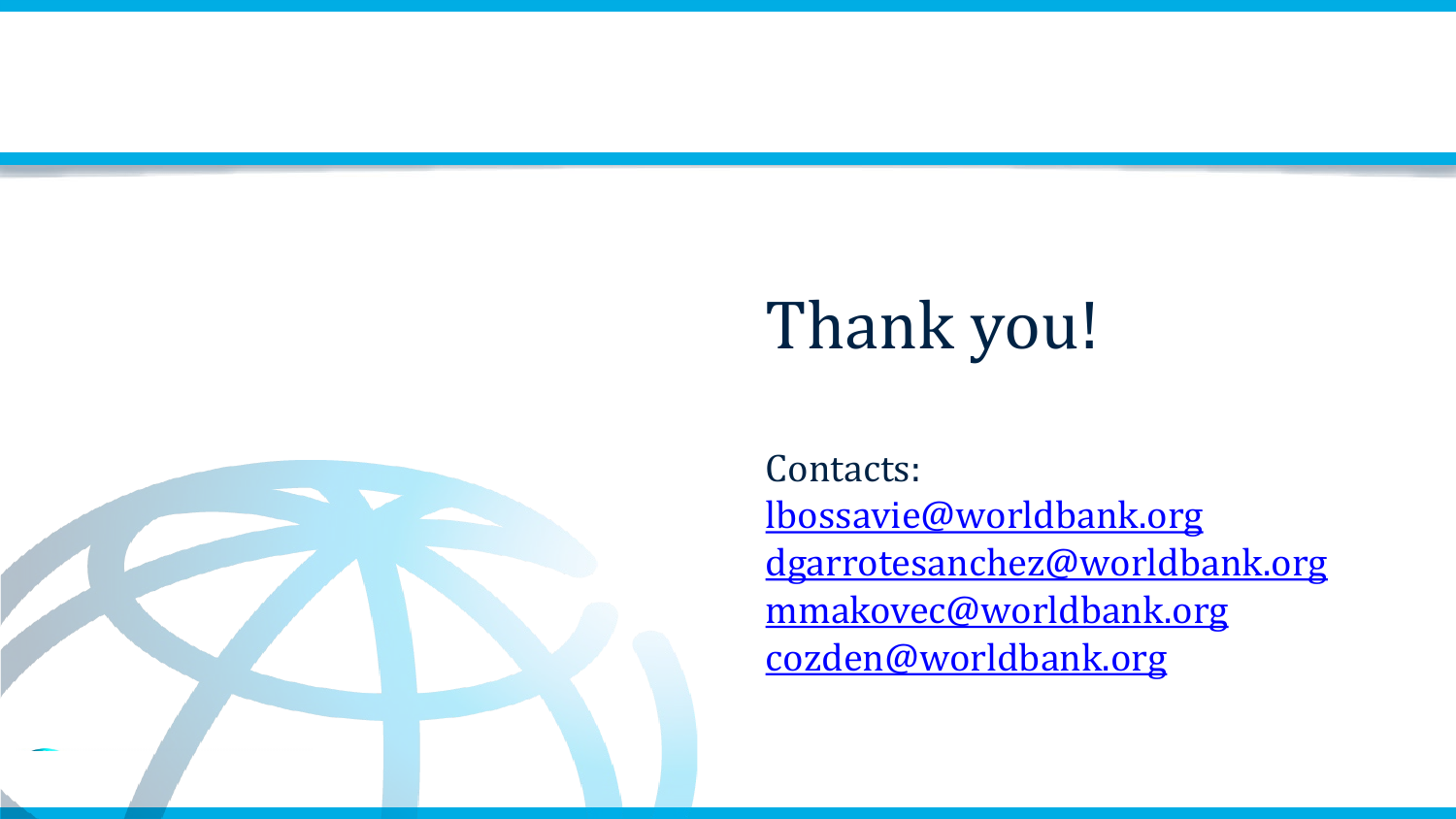# Thank you!

Contacts:
lbossavie@worldbank.org
dgarrotesanchez@worldbank.org
mmakovec@worldbank.org
cozden@worldbank.org